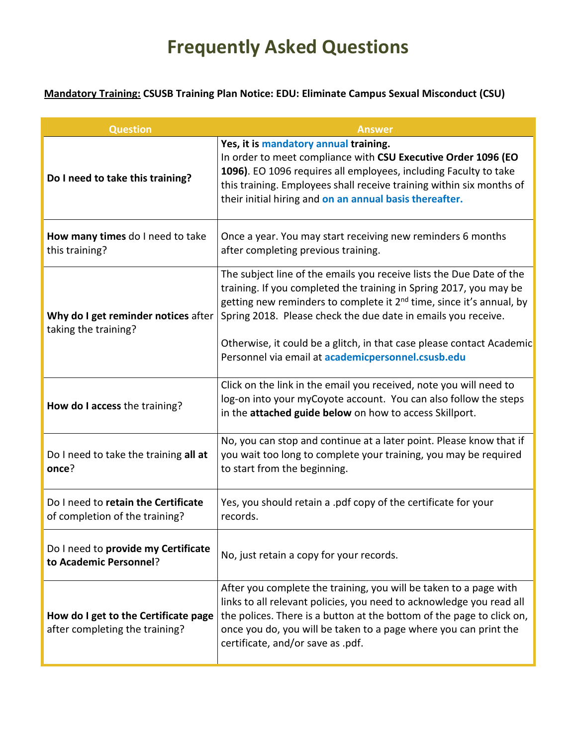# Frequently Asked Questions

**Mandatory Training: CSUSB Training Plan Notice: EDU: Eliminate Campus Sexual Misconduct (CSU)**

| Question | Answer |
|---|---|
| **Do I need to take this training?** | **Yes, it is mandatory annual training.** In order to meet compliance with **CSU Executive Order 1096 (EO 1096)**. EO 1096 requires all employees, including Faculty to take this training. Employees shall receive training within six months of their initial hiring and **on an annual basis thereafter.** |
| **How many times** do I need to take this training? | Once a year. You may start receiving new reminders 6 months after completing previous training. |
| **Why do I get reminder notices** after taking the training? | The subject line of the emails you receive lists the Due Date of the training. If you completed the training in Spring 2017, you may be getting new reminders to complete it 2nd time, since it's annual, by Spring 2018. Please check the due date in emails you receive.<br><br>Otherwise, it could be a glitch, in that case please contact Academic Personnel via email at **academicpersonnel.csusb.edu** |
| **How do I access** the training? | Click on the link in the email you received, note you will need to log-on into your myCoyote account. You can also follow the steps in the **attached guide below** on how to access Skillport. |
| Do I need to take the training **all at once**? | No, you can stop and continue at a later point. Please know that if you wait too long to complete your training, you may be required to start from the beginning. |
| Do I need to **retain the Certificate** of completion of the training? | Yes, you should retain a .pdf copy of the certificate for your records. |
| Do I need to **provide my Certificate to Academic Personnel**? | No, just retain a copy for your records. |
| **How do I get to the Certificate page** after completing the training? | After you complete the training, you will be taken to a page with links to all relevant policies, you need to acknowledge you read all the polices. There is a button at the bottom of the page to click on, once you do, you will be taken to a page where you can print the certificate, and/or save as .pdf. |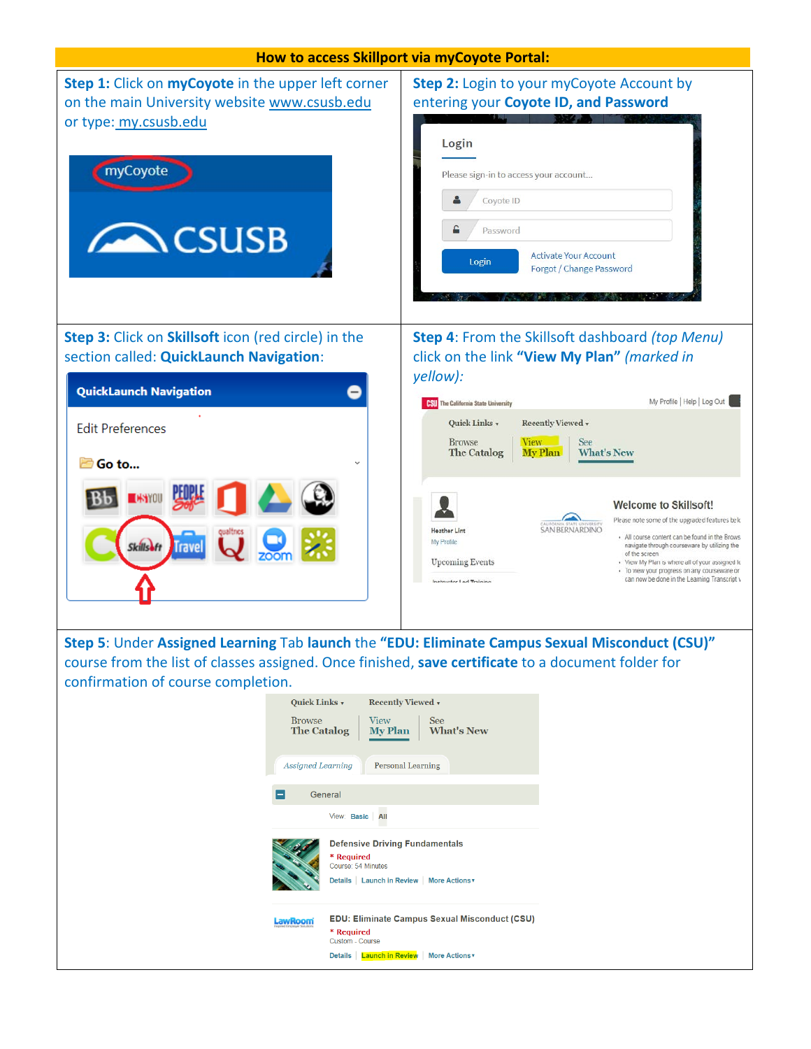## How to access Skillport via myCoyote Portal:

**Step 1:** Click on **myCoyote** in the upper left corner on the main University website www.csusb.edu or type: my.csusb.edu

**Step 2:** Login to your myCoyote Account by entering your **Coyote ID, and Password**

**Step 3:** Click on **Skillsoft** icon (red circle) in the section called: **QuickLaunch Navigation**:

**Step 4**: From the Skillsoft dashboard *(top Menu)* click on the link **"View My Plan"** *(marked in yellow)*:

**Step 5**: Under **Assigned Learning** Tab **launch** the **"EDU: Eliminate Campus Sexual Misconduct (CSU)"** course from the list of classes assigned. Once finished, **save certificate** to a document folder for confirmation of course completion.